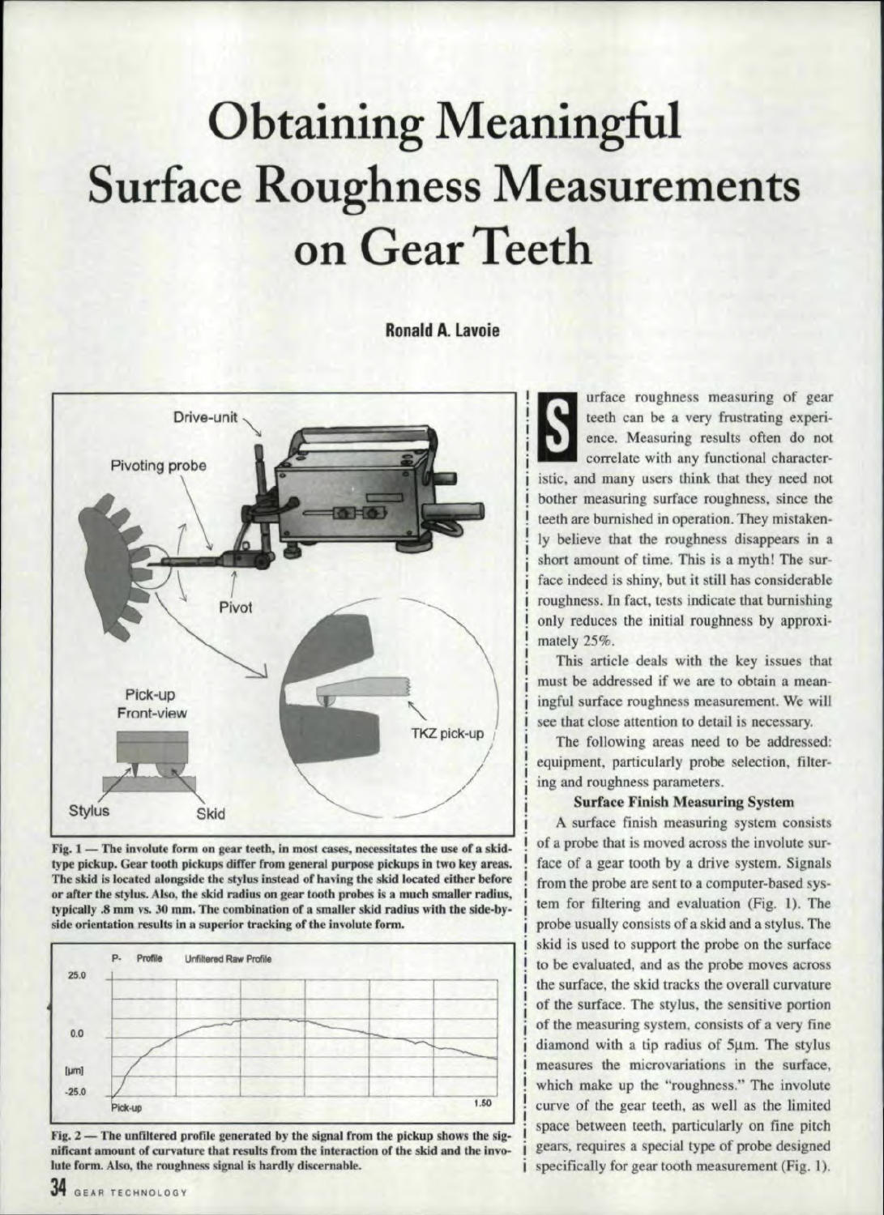# Obtaining Meaningful Surface Roughness Measurements on Gear Teeth

**Ronald A. Lavoie**

Fig. 1 — The involute form on gear teeth, in most cases, necessitates the use of a skid-type pickup. Gear tooth pickups differ from general purpose pickups in two key areas. The skid is located alongside the stylus instead of having the skid located either before or after the stylus. Also, the skid radius on gear tooth probes is a much smaller radius, typically .8 mm vs. 30 mm. The combination of a smaller skid radius with the side-by-side orientation results in a superior tracking of the involute form.

Fig. 2 — The unfiltered profile generated by the signal from the pickup shows the significant amount of curvature that results from the interaction of the skid and the involute form. Also, the roughness signal is hardly discernable.

Surface roughness measuring of gear teeth can be a very frustrating experience. Measuring results often do not correlate with any functional characteristic, and many users think that they need not bother measuring surface roughness, since the teeth are burnished in operation. They mistakenly believe that the roughness disappears in a short amount of time. This is a myth! The surface indeed is shiny, but it still has considerable roughness. In fact, tests indicate that burnishing only reduces the initial roughness by approximately 25%.

This article deals with the key issues that must be addressed if we are to obtain a meaningful surface roughness measurement. We will see that close attention to detail is necessary.

The following areas need to be addressed: equipment, particularly probe selection, filtering and roughness parameters.

**Surface Finish Measuring System**

A surface finish measuring system consists of a probe that is moved across the involute surface of a gear tooth by a drive system. Signals from the probe are sent to a computer-based system for filtering and evaluation (Fig. 1). The probe usually consists of a skid and a stylus. The skid is used to support the probe on the surface to be evaluated, and as the probe moves across the surface, the skid tracks the overall curvature of the surface. The stylus, the sensitive portion of the measuring system, consists of a very fine diamond with a tip radius of 5μm. The stylus measures the microvariations in the surface, which make up the "roughness." The involute curve of the gear teeth, as well as the limited space between teeth, particularly on fine pitch gears, requires a special type of probe designed specifically for gear tooth measurement (Fig. 1).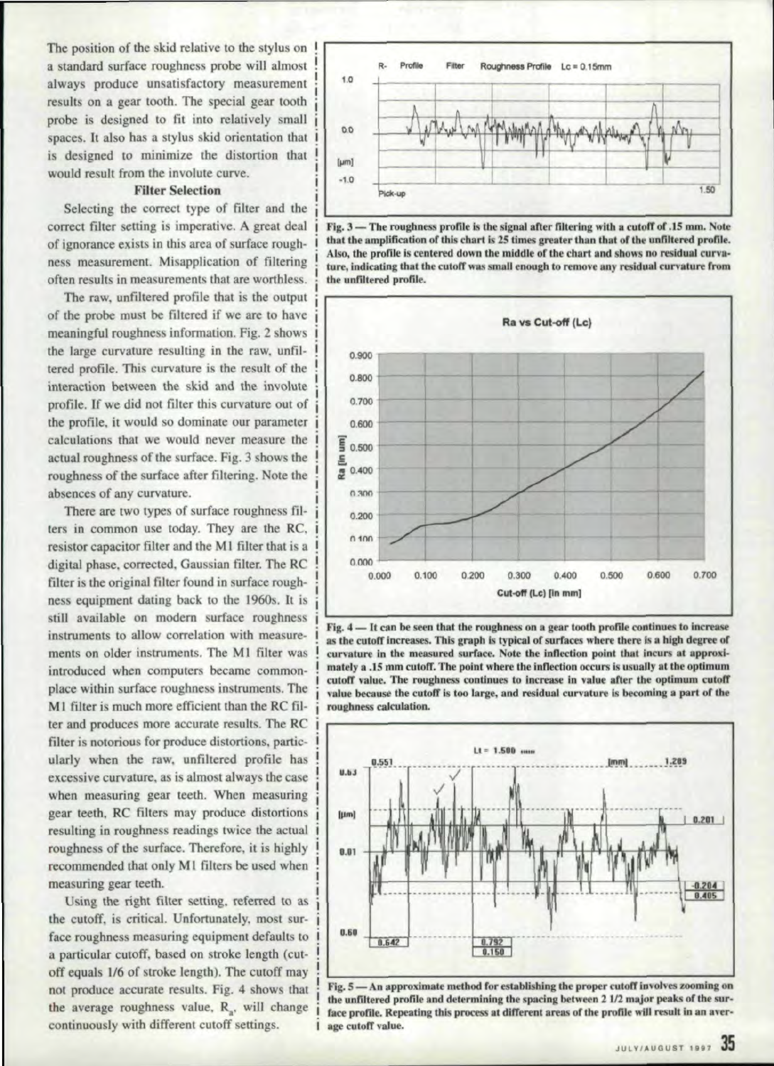The position of the skid relative to the stylus on a standard surface roughness probe will almost always produce unsatisfactory measurement results on a gear tooth. The special gear tooth probe is designed to fit into relatively small spaces. It also has a stylus skid orientation that is designed to minimize the distortion that would result from the involute curve.

### Filter Selection

Selecting the correct type of filter and the correct filter setting is imperative. A great deal of ignorance exists in this area of surface roughness measurement. Misapplication of filtering often results in measurements that are worthless.

The raw, unfiltered profile that is the output of the probe must be filtered if we are to have meaningful roughness information. Fig. 2 shows the large curvature resulting in the raw, unfiltered profile. This curvature is the result of the interaction between the skid and the involute profile. If we did not filter this curvature out of the profile, it would so dominate our parameter calculations that we would never measure the actual roughness of the surface. Fig. 3 shows the roughness of the surface after filtering. Note the absences of any curvature.

There are two types of surface roughness filters in common use today. They are the RC, resistor capacitor filter and the M1 filter that is a digital phase, corrected, Gaussian filter. The RC filter is the original filter found in surface roughness equipment dating back to the 1960s. It is still available on modern surface roughness instruments to allow correlation with measurements on older instruments. The M1 filter was introduced when computers became commonplace within surface roughness instruments. The M1 filter is much more efficient than the RC filter and produces more accurate results. The RC filter is notorious for produce distortions, particularly when the raw, unfiltered profile has excessive curvature, as is almost always the case when measuring gear teeth. When measuring gear teeth, RC filters may produce distortions resulting in roughness readings twice the actual roughness of the surface. Therefore, it is highly recommended that only M1 filters be used when measuring gear teeth.

Using the right filter setting, referred to as the cutoff, is critical. Unfortunately, most surface roughness measuring equipment defaults to a particular cutoff, based on stroke length (cutoff equals 1/6 of stroke length). The cutoff may not produce accurate results. Fig. 4 shows that the average roughness value, $R_a$, will change continuously with different cutoff settings.

**Fig. 3 — The roughness profile is the signal after filtering with a cutoff of .15 mm. Note that the amplification of this chart is 25 times greater than that of the unfiltered profile. Also, the profile is centered down the middle of the chart and shows no residual curvature, indicating that the cutoff was small enough to remove any residual curvature from the unfiltered profile.**

**Fig. 4 — It can be seen that the roughness on a gear tooth profile continues to increase as the cutoff increases. This graph is typical of surfaces where there is a high degree of curvature in the measured surface. Note the inflection point that incurs at approximately a .15 mm cutoff. The point where the inflection occurs is usually at the optimum cutoff value. The roughness continues to increase in value after the optimum cutoff value because the cutoff is too large, and residual curvature is becoming a part of the roughness calculation.**

**Fig. 5 — An approximate method for establishing the proper cutoff involves zooming on the unfiltered profile and determining the spacing between 2 1/2 major peaks of the surface profile. Repeating this process at different areas of the profile will result in an average cutoff value.**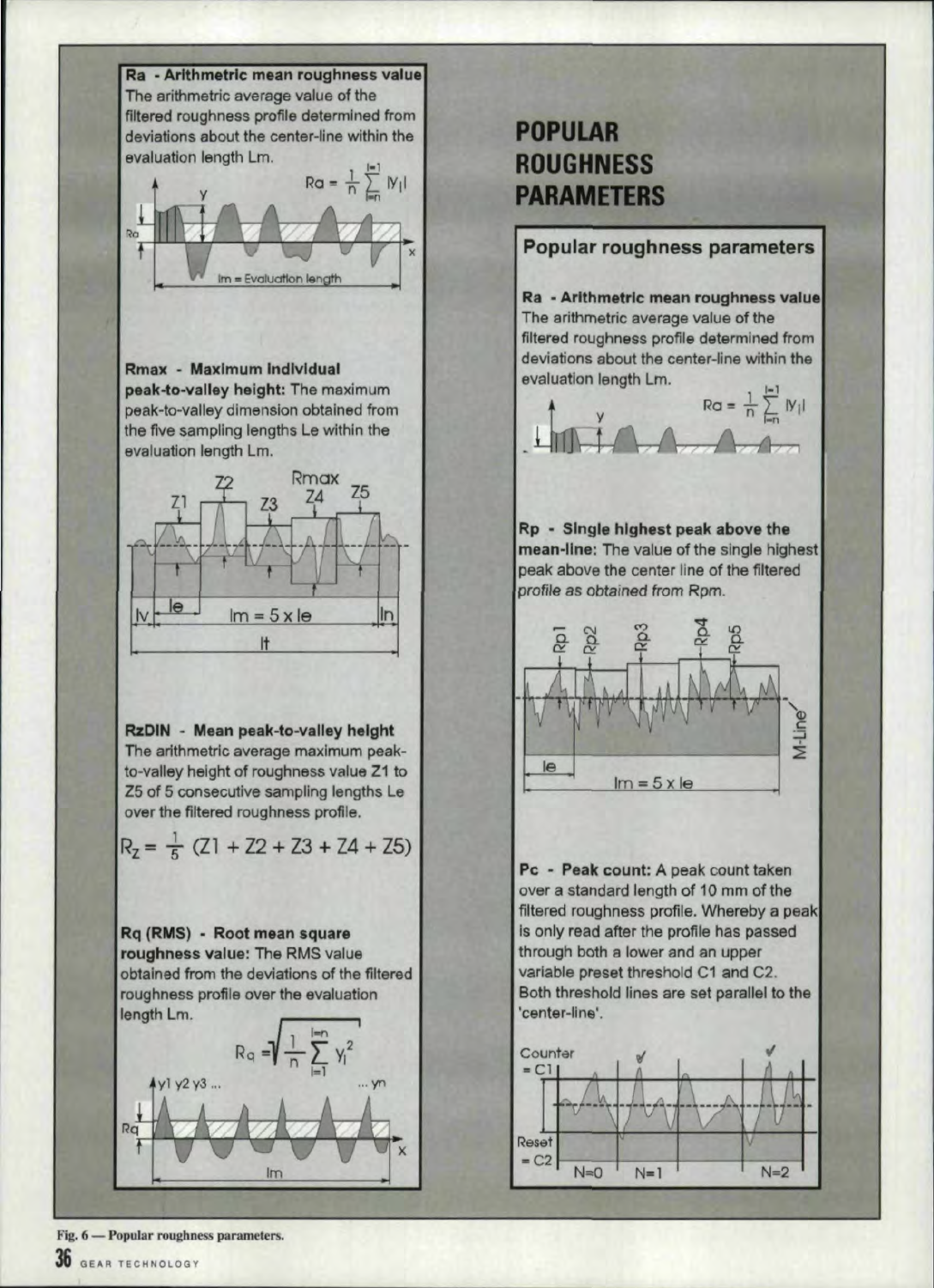# POPULAR ROUGHNESS PARAMETERS

**Ra - Arithmetric mean roughness value**
The arithmetic average value of the filtered roughness profile determined from deviations about the center-line within the evaluation length Lm.

$$Ra = \frac{1}{n} \sum_{i=n}^{i=1} |y_i|$$

**Rmax - Maximum individual peak-to-valley height:** The maximum peak-to-valley dimension obtained from the five sampling lengths Le within the evaluation length Lm.

**RzDIN - Mean peak-to-valley height**
The arithmetic average maximum peak-to-valley height of roughness value Z1 to Z5 of 5 consecutive sampling lengths Le over the filtered roughness profile.

$$R_z = \frac{1}{5}(Z1 + Z2 + Z3 + Z4 + Z5)$$

**Rq (RMS) - Root mean square roughness value:** The RMS value obtained from the deviations of the filtered roughness profile over the evaluation length Lm.

$$R_q = \sqrt{\frac{1}{n} \sum_{i=1}^{i=n} y_i^2}$$

## Popular roughness parameters

**Ra - Arithmetric mean roughness value**
The arithmetic average value of the filtered roughness profile determined from deviations about the center-line within the evaluation length Lm.

$$Ra = \frac{1}{n} \sum_{i=n}^{i=1} |y_i|$$

**Rp - Single highest peak above the mean-line:** The value of the single highest peak above the center line of the filtered profile as obtained from Rpm.

**Pc - Peak count:** A peak count taken over a standard length of 10 mm of the filtered roughness profile. Whereby a peak is only read after the profile has passed through both a lower and an upper variable preset threshold C1 and C2. Both threshold lines are set parallel to the 'center-line'.

Fig. 6 — Popular roughness parameters.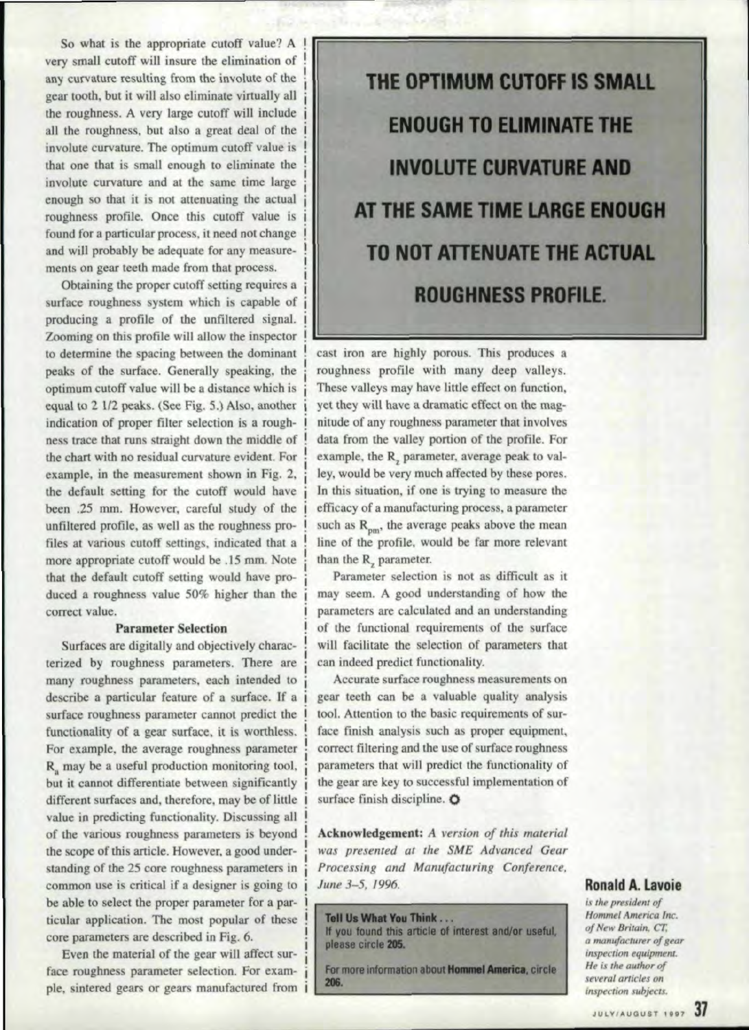So what is the appropriate cutoff value? A very small cutoff will insure the elimination of any curvature resulting from the involute of the gear tooth, but it will also eliminate virtually all the roughness. A very large cutoff will include all the roughness, but also a great deal of the involute curvature. The optimum cutoff value is that one that is small enough to eliminate the involute curvature and at the same time large enough so that it is not attenuating the actual roughness profile. Once this cutoff value is found for a particular process, it need not change and will probably be adequate for any measurements on gear teeth made from that process.

Obtaining the proper cutoff setting requires a surface roughness system which is capable of producing a profile of the unfiltered signal. Zooming on this profile will allow the inspector to determine the spacing between the dominant peaks of the surface. Generally speaking, the optimum cutoff value will be a distance which is equal to 2 1/2 peaks. (See Fig. 5.) Also, another indication of proper filter selection is a roughness trace that runs straight down the middle of the chart with no residual curvature evident. For example, in the measurement shown in Fig. 2, the default setting for the cutoff would have been .25 mm. However, careful study of the unfiltered profile, as well as the roughness profiles at various cutoff settings, indicated that a more appropriate cutoff would be .15 mm. Note that the default cutoff setting would have produced a roughness value 50% higher than the correct value.

**THE OPTIMUM CUTOFF IS SMALL ENOUGH TO ELIMINATE THE INVOLUTE CURVATURE AND AT THE SAME TIME LARGE ENOUGH TO NOT ATTENUATE THE ACTUAL ROUGHNESS PROFILE.**

### Parameter Selection

Surfaces are digitally and objectively characterized by roughness parameters. There are many roughness parameters, each intended to describe a particular feature of a surface. If a surface roughness parameter cannot predict the functionality of a gear surface, it is worthless. For example, the average roughness parameter $R_a$ may be a useful production monitoring tool, but it cannot differentiate between significantly different surfaces and, therefore, may be of little value in predicting functionality. Discussing all of the various roughness parameters is beyond the scope of this article. However, a good understanding of the 25 core roughness parameters in common use is critical if a designer is going to be able to select the proper parameter for a particular application. The most popular of these core parameters are described in Fig. 6.

Even the material of the gear will affect surface roughness parameter selection. For example, sintered gears or gears manufactured from cast iron are highly porous. This produces a roughness profile with many deep valleys. These valleys may have little effect on function, yet they will have a dramatic effect on the magnitude of any roughness parameter that involves data from the valley portion of the profile. For example, the $R_z$ parameter, average peak to valley, would be very much affected by these pores. In this situation, if one is trying to measure the efficacy of a manufacturing process, a parameter such as $R_{pm}$, the average peaks above the mean line of the profile, would be far more relevant than the $R_z$ parameter.

Parameter selection is not as difficult as it may seem. A good understanding of how the parameters are calculated and an understanding of the functional requirements of the surface will facilitate the selection of parameters that can indeed predict functionality.

Accurate surface roughness measurements on gear teeth can be a valuable quality analysis tool. Attention to the basic requirements of surface finish analysis such as proper equipment, correct filtering and the use of surface roughness parameters that will predict the functionality of the gear are key to successful implementation of surface finish discipline.

**Acknowledgement:** *A version of this material was presented at the SME Advanced Gear Processing and Manufacturing Conference, June 3–5, 1996.*

**Tell Us What You Think . . .**
If you found this article of interest and/or useful, please circle **205**.

For more information about **Hommel America**, circle **206**.

**Ronald A. Lavoie**

*is the president of Hommel America Inc. of New Britain, CT, a manufacturer of gear inspection equipment. He is the author of several articles on inspection subjects.*